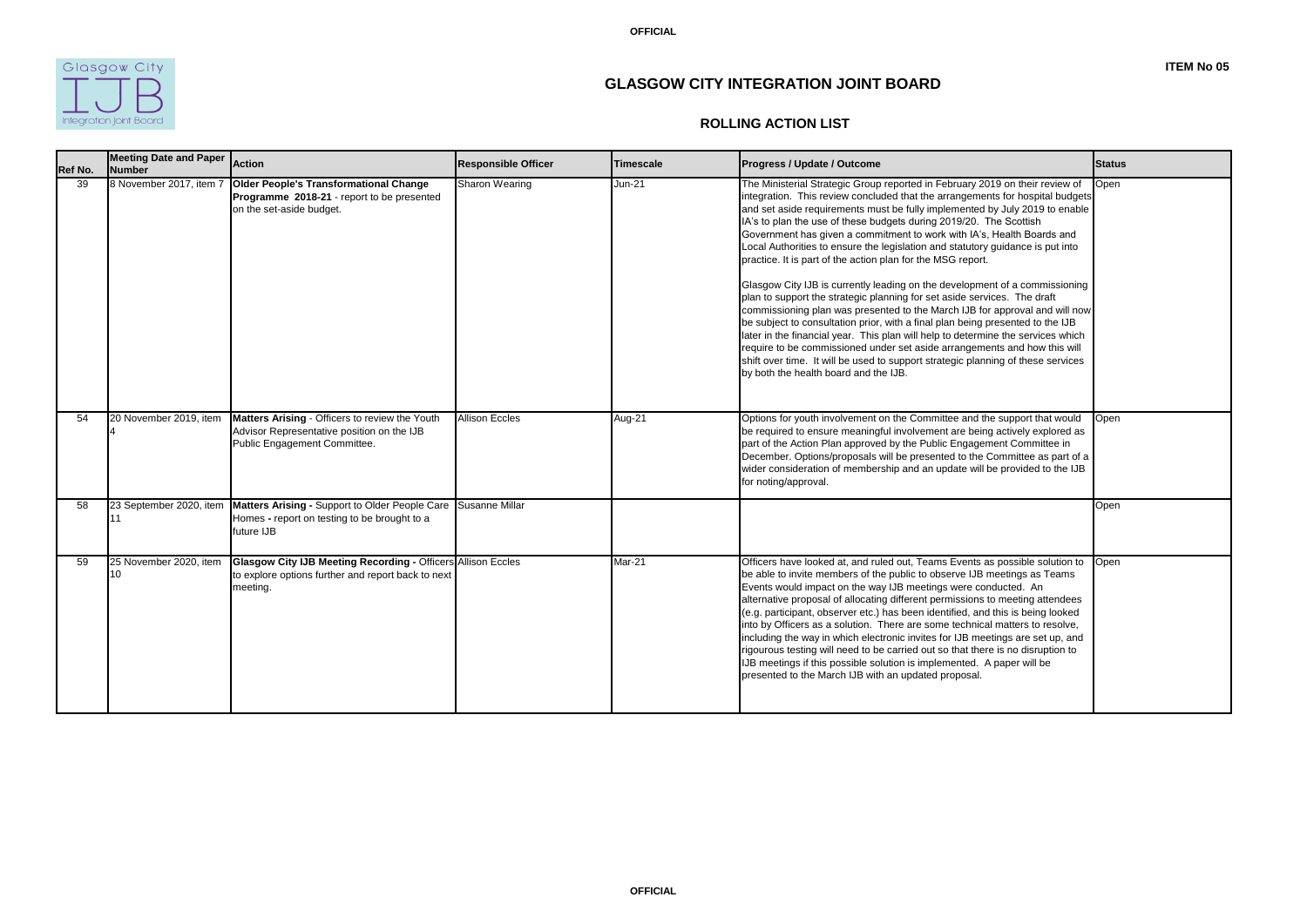**ITEM No 05**

# GLASGOW CITY INTEGRATION JOINT BOARD

## ROLLING ACTION LIST

| Ref No. | Meeting Date and Paper Number | Action | Responsible Officer | Timescale | Progress / Update / Outcome | Status |
|---|---|---|---|---|---|---|
| 39 | 8 November 2017, item 7 | **Older People's Transformational Change Programme 2018-21** - report to be presented on the set-aside budget. | Sharon Wearing | Jun-21 | The Ministerial Strategic Group reported in February 2019 on their review of integration. This review concluded that the arrangements for hospital budgets and set aside requirements must be fully implemented by July 2019 to enable IA's to plan the use of these budgets during 2019/20. The Scottish Government has given a commitment to work with IA's, Health Boards and Local Authorities to ensure the legislation and statutory guidance is put into practice. It is part of the action plan for the MSG report.<br><br>Glasgow City IJB is currently leading on the development of a commissioning plan to support the strategic planning for set aside services. The draft commissioning plan was presented to the March IJB for approval and will now be subject to consultation prior, with a final plan being presented to the IJB later in the financial year. This plan will help to determine the services which require to be commissioned under set aside arrangements and how this will shift over time. It will be used to support strategic planning of these services by both the health board and the IJB. | Open |
| 54 | 20 November 2019, item 4 | **Matters Arising** - Officers to review the Youth Advisor Representative position on the IJB Public Engagement Committee. | Allison Eccles | Aug-21 | Options for youth involvement on the Committee and the support that would be required to ensure meaningful involvement are being actively explored as part of the Action Plan approved by the Public Engagement Committee in December. Options/proposals will be presented to the Committee as part of a wider consideration of membership and an update will be provided to the IJB for noting/approval. | Open |
| 58 | 23 September 2020, item 11 | **Matters Arising -** Support to Older People Care Homes **-** report on testing to be brought to a future IJB | Susanne Millar | | | Open |
| 59 | 25 November 2020, item 10 | **Glasgow City IJB Meeting Recording -** Officers to explore options further and report back to next meeting. | Allison Eccles | Mar-21 | Officers have looked at, and ruled out, Teams Events as possible solution to be able to invite members of the public to observe IJB meetings as Teams Events would impact on the way IJB meetings were conducted. An alternative proposal of allocating different permissions to meeting attendees (e.g. participant, observer etc.) has been identified, and this is being looked into by Officers as a solution. There are some technical matters to resolve, including the way in which electronic invites for IJB meetings are set up, and rigourous testing will need to be carried out so that there is no disruption to IJB meetings if this possible solution is implemented. A paper will be presented to the March IJB with an updated proposal. | Open |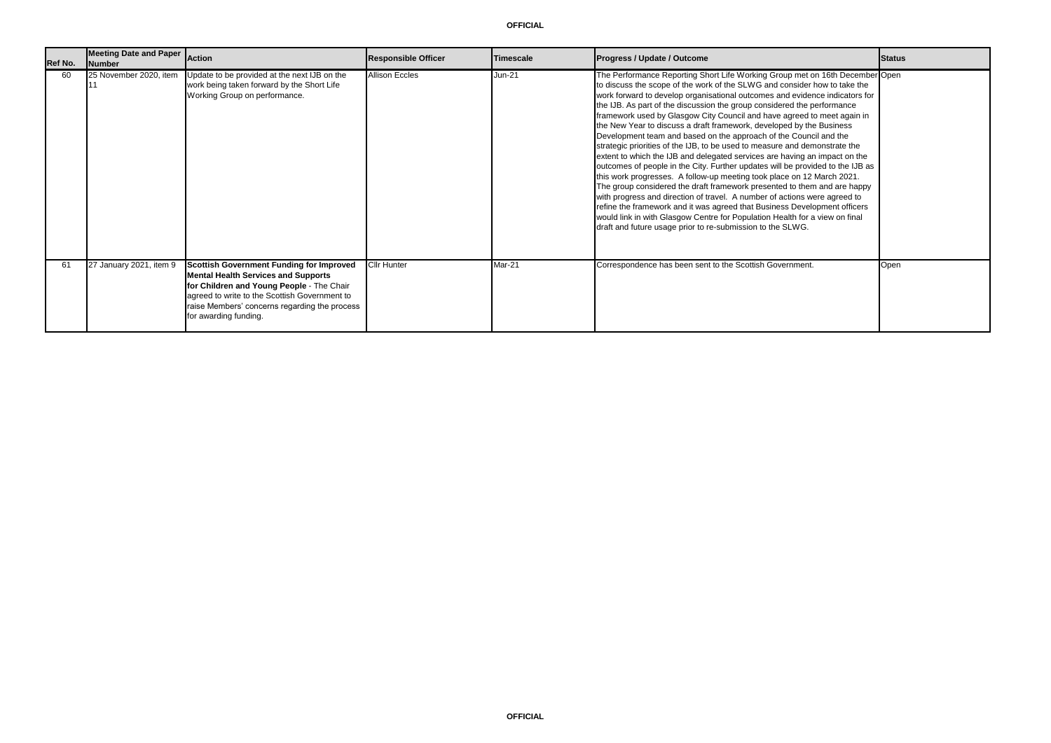| Ref No. | Meeting Date and Paper Number | Action | Responsible Officer | Timescale | Progress / Update / Outcome | Status |
|---|---|---|---|---|---|---|
| 60 | 25 November 2020, item 11 | Update to be provided at the next IJB on the work being taken forward by the Short Life Working Group on performance. | Allison Eccles | Jun-21 | The Performance Reporting Short Life Working Group met on 16th December to discuss the scope of the work of the SLWG and consider how to take the work forward to develop organisational outcomes and evidence indicators for the IJB. As part of the discussion the group considered the performance framework used by Glasgow City Council and have agreed to meet again in the New Year to discuss a draft framework, developed by the Business Development team and based on the approach of the Council and the strategic priorities of the IJB, to be used to measure and demonstrate the extent to which the IJB and delegated services are having an impact on the outcomes of people in the City. Further updates will be provided to the IJB as this work progresses. A follow-up meeting took place on 12 March 2021. The group considered the draft framework presented to them and are happy with progress and direction of travel. A number of actions were agreed to refine the framework and it was agreed that Business Development officers would link in with Glasgow Centre for Population Health for a view on final draft and future usage prior to re-submission to the SLWG. | Open |
| 61 | 27 January 2021, item 9 | **Scottish Government Funding for Improved Mental Health Services and Supports for Children and Young People** - The Chair agreed to write to the Scottish Government to raise Members' concerns regarding the process for awarding funding. | Cllr Hunter | Mar-21 | Correspondence has been sent to the Scottish Government. | Open |